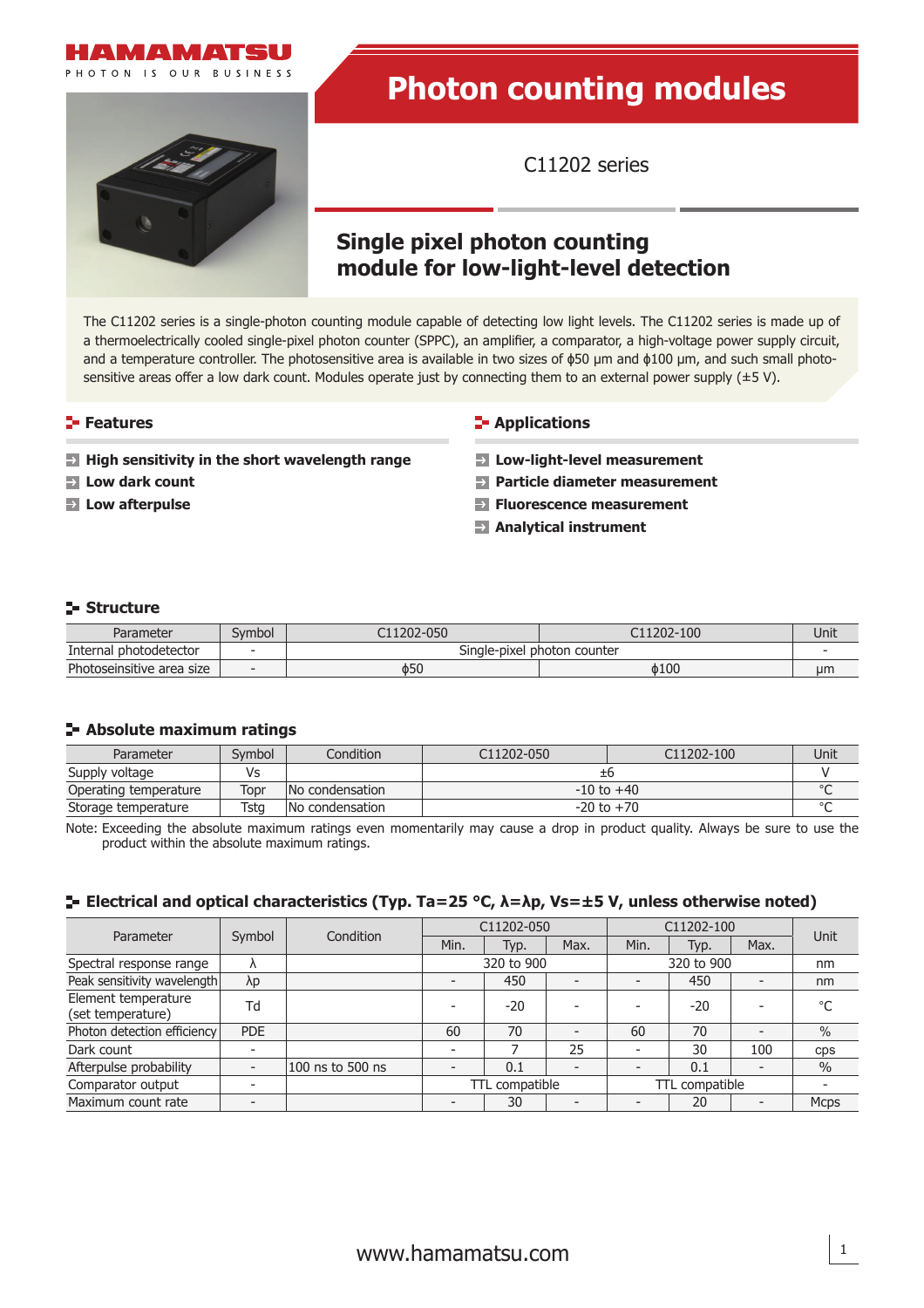HAMAMATSU

PHOTON IS OUR BUSINESS

# Photon counting modules

C11202 series

## Single pixel photon counting module for low-light-level detection

The C11202 series is a single-photon counting module capable of detecting low light levels. The C11202 series is made up of a thermoelectrically cooled single-pixel photon counter (SPPC), an amplifier, a comparator, a high-voltage power supply circuit, and a temperature controller. The photosensitive area is available in two sizes of ϕ50 µm and ϕ100 µm, and such small photosensitive areas offer a low dark count. Modules operate just by connecting them to an external power supply (±5 V).

### Features

- **High sensitivity in the short wavelength range**
- **Low dark count**
- **Low afterpulse**

### Applications

- **Low-light-level measurement**
- **Particle diameter measurement**
- **Fluorescence measurement**
- **Analytical instrument**

### Structure

| Parameter | Symbol | C11202-050 | C11202-100 | Unit |
|---|---|---|---|---|
| Internal photodetector | - | Single-pixel photon counter | | - |
| Photoseinsitive area size | - | ϕ50 | ϕ100 | µm |

### Absolute maximum ratings

| Parameter | Symbol | Condition | C11202-050 | C11202-100 | Unit |
|---|---|---|---|---|---|
| Supply voltage | Vs | | ±6 | | V |
| Operating temperature | Topr | No condensation | -10 to +40 | | °C |
| Storage temperature | Tstg | No condensation | -20 to +70 | | °C |

Note: Exceeding the absolute maximum ratings even momentarily may cause a drop in product quality. Always be sure to use the product within the absolute maximum ratings.

### Electrical and optical characteristics (Typ. Ta=25 °C, λ=λp, Vs=±5 V, unless otherwise noted)

| Parameter | Symbol | Condition | C11202-050 | | | C11202-100 | | | Unit |
|---|---|---|---|---|---|---|---|---|---|
| | | | Min. | Typ. | Max. | Min. | Typ. | Max. | |
| Spectral response range | λ | | | 320 to 900 | | | 320 to 900 | | nm |
| Peak sensitivity wavelength | λp | | - | 450 | - | - | 450 | - | nm |
| Element temperature (set temperature) | Td | | - | -20 | - | - | -20 | - | °C |
| Photon detection efficiency | PDE | | 60 | 70 | - | 60 | 70 | - | % |
| Dark count | - | | - | 7 | 25 | - | 30 | 100 | cps |
| Afterpulse probability | - | 100 ns to 500 ns | - | 0.1 | - | - | 0.1 | - | % |
| Comparator output | - | | | TTL compatible | | | TTL compatible | | - |
| Maximum count rate | - | | - | 30 | - | - | 20 | - | Mcps |

www.hamamatsu.com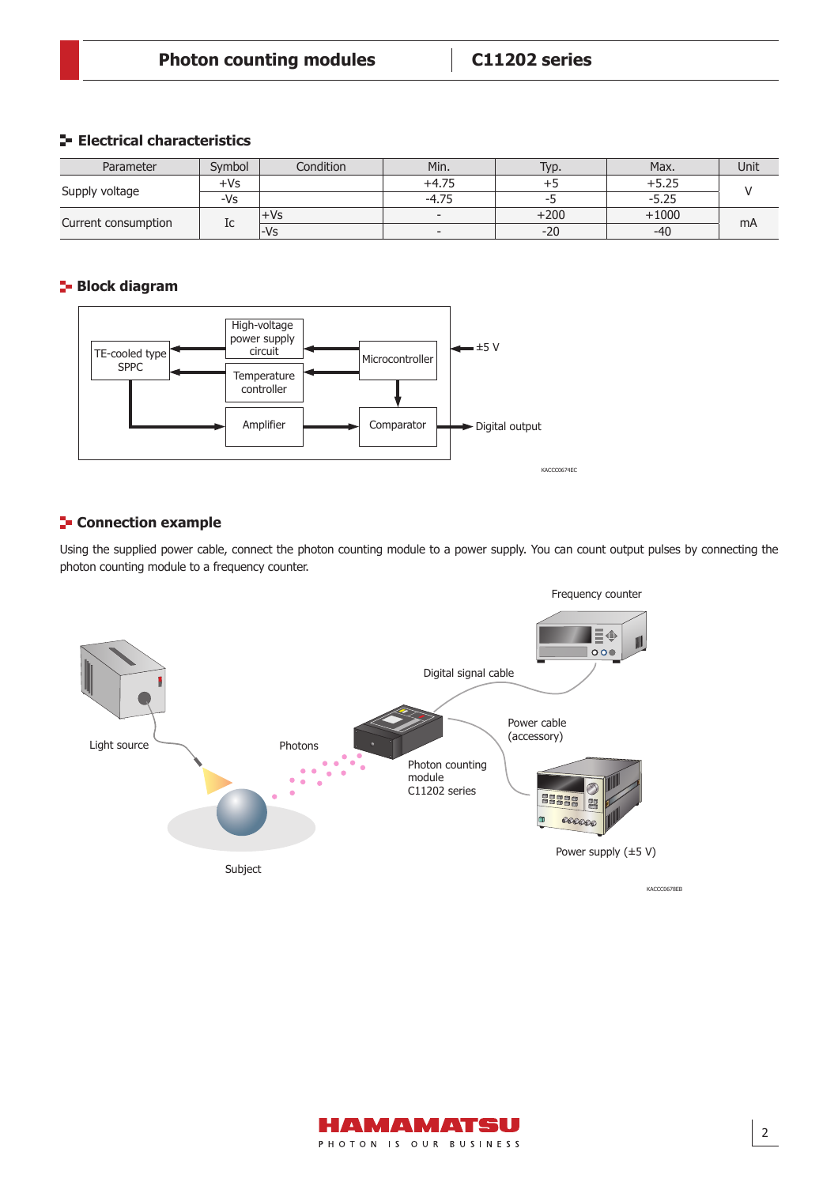## Electrical characteristics

| Parameter | Symbol | Condition | Min. | Typ. | Max. | Unit |
|---|---|---|---|---|---|---|
| Supply voltage | +Vs | | +4.75 | +5 | +5.25 | V |
| | -Vs | | -4.75 | -5 | -5.25 | |
| Current consumption | Ic | +Vs | - | +200 | +1000 | mA |
| | | -Vs | - | -20 | -40 | |

## Block diagram

TE-cooled type SPPC

High-voltage power supply circuit

Temperature controller

Microcontroller

Amplifier

Comparator

±5 V

Digital output

KACCC0674EC

## Connection example

Using the supplied power cable, connect the photon counting module to a power supply. You can count output pulses by connecting the photon counting module to a frequency counter.

Frequency counter

Digital signal cable

Light source

Photons

Power cable (accessory)

Photon counting module C11202 series

Subject

Power supply (±5 V)

KACCC0678EB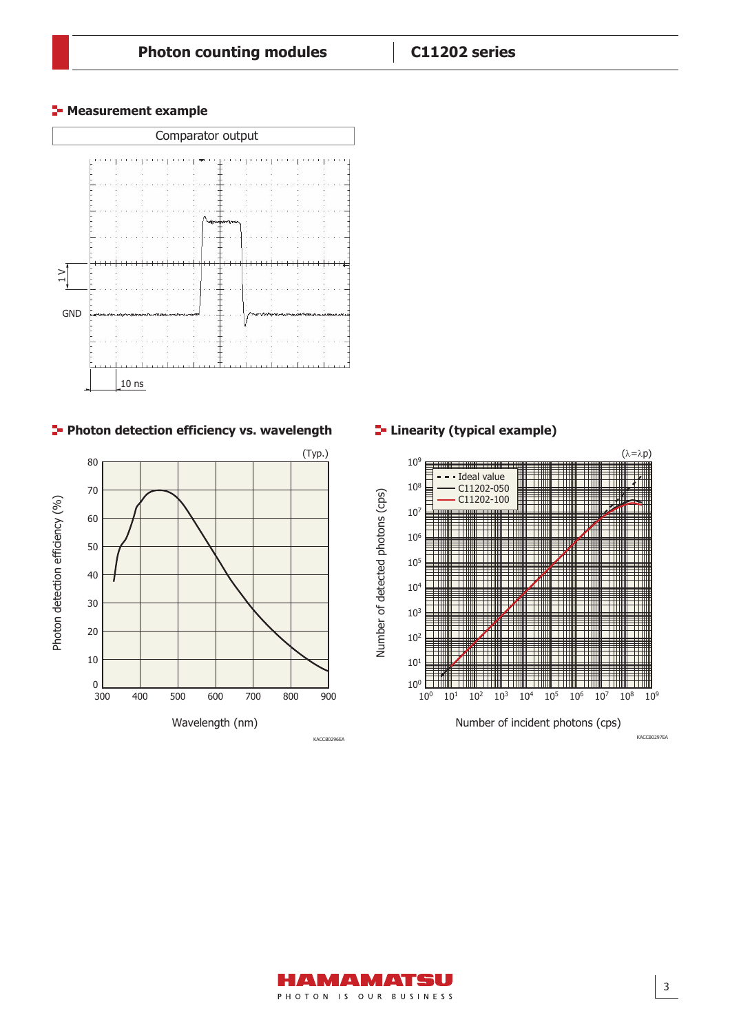## Measurement example

Comparator output

1 V

GND

10 ns

## Photon detection efficiency vs. wavelength

(Typ.)

Photon detection efficiency (%)

80
70
60
50
40
30
20
10
0

300 400 500 600 700 800 900

Wavelength (nm)

KACCB0296EA

## Linearity (typical example)

(λ=λp)

Number of detected photons (cps)

Ideal value
C11202-050
C11202-100

$10^9$
$10^8$
$10^7$
$10^6$
$10^5$
$10^4$
$10^3$
$10^2$
$10^1$
$10^0$

$10^0$ $10^1$ $10^2$ $10^3$ $10^4$ $10^5$ $10^6$ $10^7$ $10^8$ $10^9$

Number of incident photons (cps)

KACCB0297EA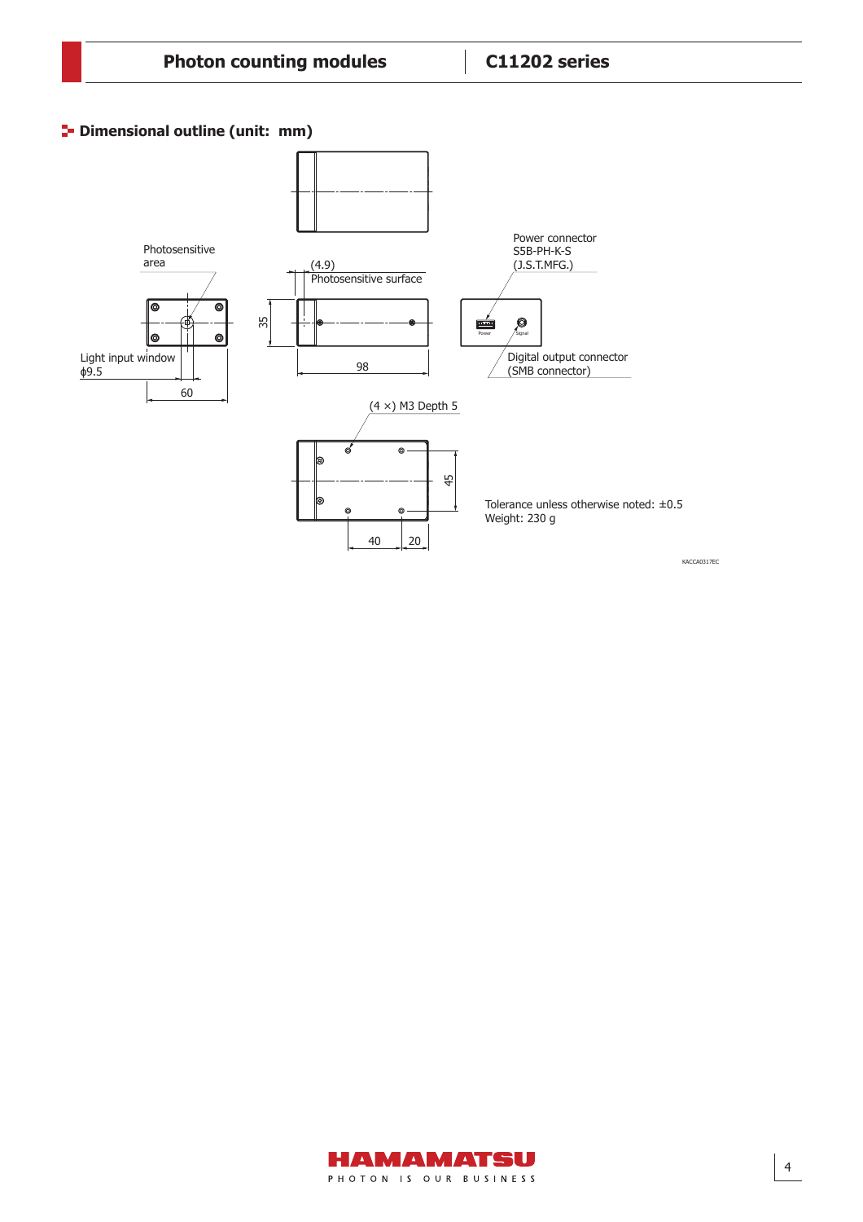## Dimensional outline (unit: mm)

Photosensitive area

Light input window
ϕ9.5

60

(4.9)
Photosensitive surface

35

98

Power connector
S5B-PH-K-S
(J.S.T.MFG.)

Power

Signal

Digital output connector
(SMB connector)

(4 ×) M3 Depth 5

45

40

20

Tolerance unless otherwise noted: ±0.5
Weight: 230 g

KACCA0317EC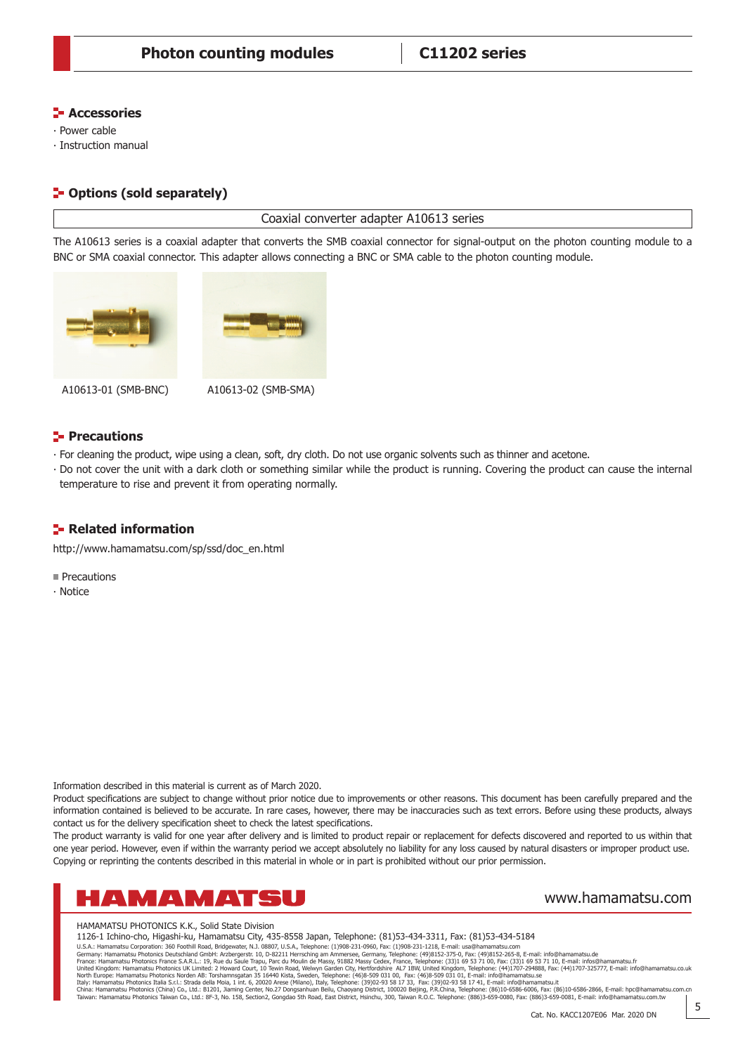## Accessories

· Power cable
· Instruction manual

## Options (sold separately)

Coaxial converter adapter A10613 series

The A10613 series is a coaxial adapter that converts the SMB coaxial connector for signal-output on the photon counting module to a BNC or SMA coaxial connector. This adapter allows connecting a BNC or SMA cable to the photon counting module.

A10613-01 (SMB-BNC)

A10613-02 (SMB-SMA)

## Precautions

· For cleaning the product, wipe using a clean, soft, dry cloth. Do not use organic solvents such as thinner and acetone.
· Do not cover the unit with a dark cloth or something similar while the product is running. Covering the product can cause the internal temperature to rise and prevent it from operating normally.

## Related information

http://www.hamamatsu.com/sp/ssd/doc_en.html

■ Precautions
· Notice

Information described in this material is current as of March 2020.
Product specifications are subject to change without prior notice due to improvements or other reasons. This document has been carefully prepared and the information contained is believed to be accurate. In rare cases, however, there may be inaccuracies such as text errors. Before using these products, always contact us for the delivery specification sheet to check the latest specifications.
The product warranty is valid for one year after delivery and is limited to product repair or replacement for defects discovered and reported to us within that one year period. However, even if within the warranty period we accept absolutely no liability for any loss caused by natural disasters or improper product use.
Copying or reprinting the contents described in this material in whole or in part is prohibited without our prior permission.

HAMAMATSU

www.hamamatsu.com

HAMAMATSU PHOTONICS K.K., Solid State Division
1126-1 Ichino-cho, Higashi-ku, Hamamatsu City, 435-8558 Japan, Telephone: (81)53-434-3311, Fax: (81)53-434-5184
U.S.A.: Hamamatsu Corporation: 360 Foothill Road, Bridgewater, N.J. 08807, U.S.A., Telephone: (1)908-231-0960, Fax: (1)908-231-1218, E-mail: usa@hamamatsu.com
Germany: Hamamatsu Photonics Deutschland GmbH: Arzbergerstr. 10, D-82211 Herrsching am Ammersee, Germany, Telephone: (49)8152-375-0, Fax: (49)8152-265-8, E-mail: info@hamamatsu.de
France: Hamamatsu Photonics France S.A.R.L.: 19, Rue du Saule Trapu, Parc du Moulin de Massy, 91882 Massy Cedex, France, Telephone: (33)1 69 53 71 00, Fax: (33)1 69 53 71 10, E-mail: infos@hamamatsu.fr
United Kingdom: Hamamatsu Photonics UK Limited: 2 Howard Court, 10 Tewin Road, Welwyn Garden City, Hertfordshire AL7 1BW, United Kingdom, Telephone: (44)1707-294888, Fax: (44)1707-325777, E-mail: info@hamamatsu.co.uk
North Europe: Hamamatsu Photonics Norden AB: Torshamnsgatan 35 16440 Kista, Sweden, Telephone: (46)8-509 031 00, Fax: (46)8-509 031 01, E-mail: info@hamamatsu.se
Italy: Hamamatsu Photonics Italia S.r.l.: Strada della Moia, 1 int. 6, 20020 Arese (Milano), Italy, Telephone: (39)02-93 58 17 33, Fax: (39)02-93 58 17 41, E-mail: info@hamamatsu.it
China: Hamamatsu Photonics (China) Co., Ltd.: B1201, Jiaming Center, No.27 Dongsanhuan Beilu, Chaoyang District, 100020 Beijing, P.R.China, Telephone: (86)10-6586-6006, Fax: (86)10-6586-2866, E-mail: hpc@hamamatsu.com.cn
Taiwan: Hamamatsu Photonics Taiwan Co., Ltd.: 8F-3, No. 158, Section2, Gongdao 5th Road, East District, Hsinchu, 300, Taiwan R.O.C. Telephone: (886)3-659-0080, Fax: (886)3-659-0081, E-mail: info@hamamatsu.com.tw

Cat. No. KACC1207E06 Mar. 2020 DN